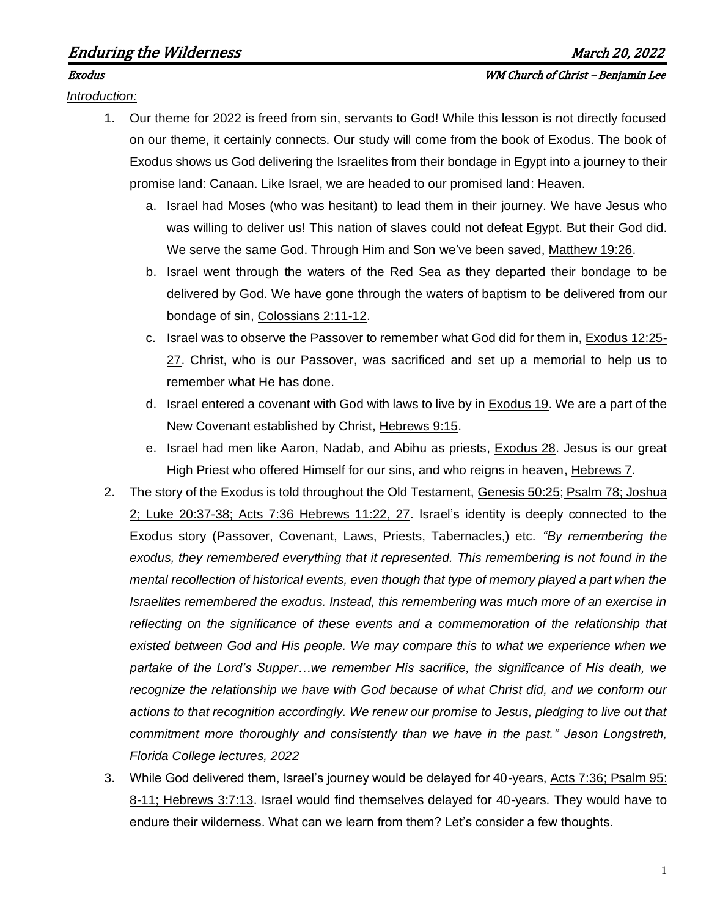# Enduring the Wilderness

**March 20, 2022**

**Exodus** — **WM Church of Christ – Benjamin Lee**

*Introduction:*

1. Our theme for 2022 is freed from sin, servants to God! While this lesson is not directly focused on our theme, it certainly connects. Our study will come from the book of Exodus. The book of Exodus shows us God delivering the Israelites from their bondage in Egypt into a journey to their promise land: Canaan. Like Israel, we are headed to our promised land: Heaven.
   a. Israel had Moses (who was hesitant) to lead them in their journey. We have Jesus who was willing to deliver us! This nation of slaves could not defeat Egypt. But their God did. We serve the same God. Through Him and Son we've been saved, Matthew 19:26.
   b. Israel went through the waters of the Red Sea as they departed their bondage to be delivered by God. We have gone through the waters of baptism to be delivered from our bondage of sin, Colossians 2:11-12.
   c. Israel was to observe the Passover to remember what God did for them in, Exodus 12:25-27. Christ, who is our Passover, was sacrificed and set up a memorial to help us to remember what He has done.
   d. Israel entered a covenant with God with laws to live by in Exodus 19. We are a part of the New Covenant established by Christ, Hebrews 9:15.
   e. Israel had men like Aaron, Nadab, and Abihu as priests, Exodus 28. Jesus is our great High Priest who offered Himself for our sins, and who reigns in heaven, Hebrews 7.
2. The story of the Exodus is told throughout the Old Testament, Genesis 50:25; Psalm 78; Joshua 2; Luke 20:37-38; Acts 7:36 Hebrews 11:22, 27. Israel's identity is deeply connected to the Exodus story (Passover, Covenant, Laws, Priests, Tabernacles,) etc. *"By remembering the exodus, they remembered everything that it represented. This remembering is not found in the mental recollection of historical events, even though that type of memory played a part when the Israelites remembered the exodus. Instead, this remembering was much more of an exercise in reflecting on the significance of these events and a commemoration of the relationship that existed between God and His people. We may compare this to what we experience when we partake of the Lord's Supper…we remember His sacrifice, the significance of His death, we recognize the relationship we have with God because of what Christ did, and we conform our actions to that recognition accordingly. We renew our promise to Jesus, pledging to live out that commitment more thoroughly and consistently than we have in the past." Jason Longstreth, Florida College lectures, 2022*
3. While God delivered them, Israel's journey would be delayed for 40-years, Acts 7:36; Psalm 95: 8-11; Hebrews 3:7:13. Israel would find themselves delayed for 40-years. They would have to endure their wilderness. What can we learn from them? Let's consider a few thoughts.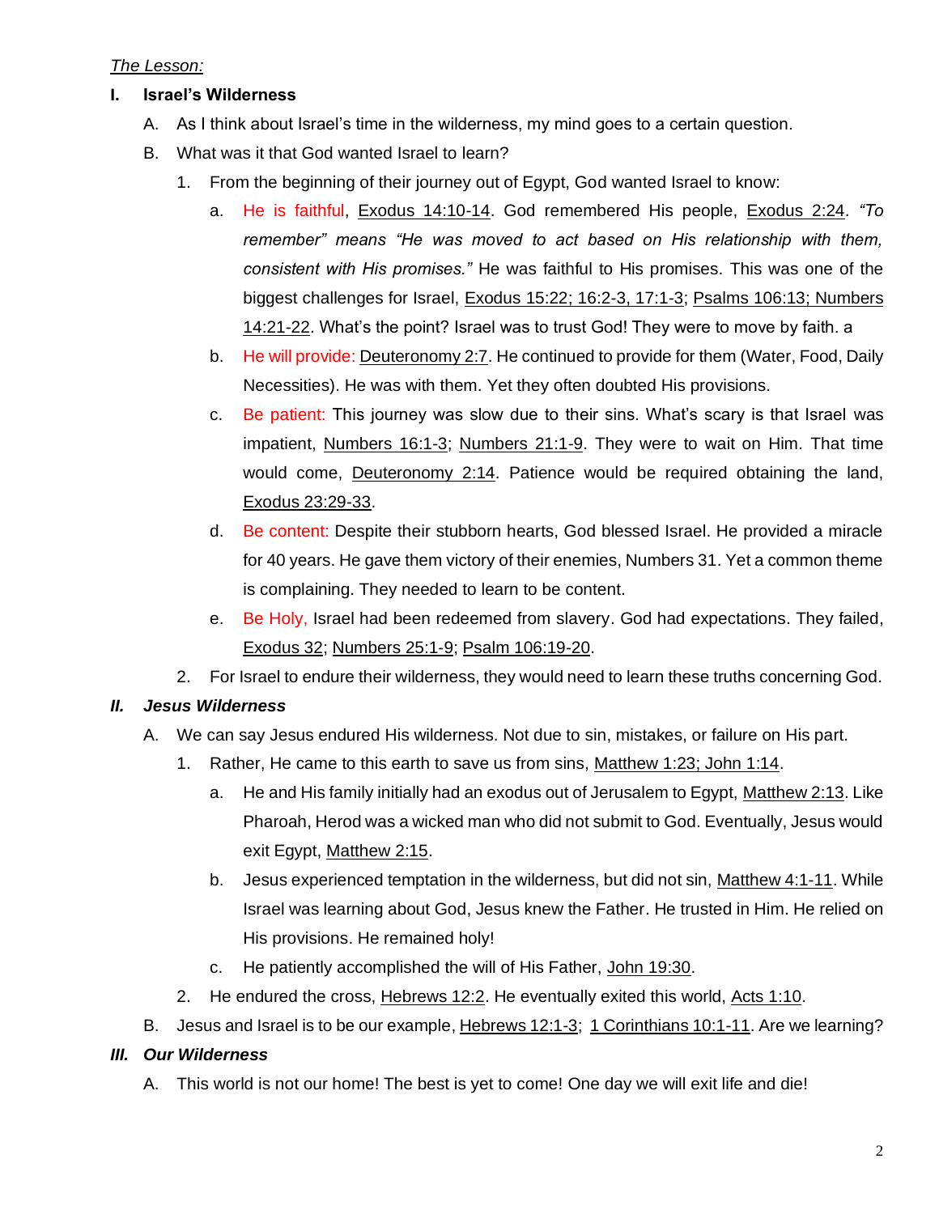*The Lesson:*

**I. Israel's Wilderness**

A. As I think about Israel's time in the wilderness, my mind goes to a certain question.

B. What was it that God wanted Israel to learn?

1. From the beginning of their journey out of Egypt, God wanted Israel to know:

   a. He is faithful, Exodus 14:10-14. God remembered His people, Exodus 2:24. *"To remember" means "He was moved to act based on His relationship with them, consistent with His promises."* He was faithful to His promises. This was one of the biggest challenges for Israel, Exodus 15:22; 16:2-3, 17:1-3; Psalms 106:13; Numbers 14:21-22. What's the point? Israel was to trust God! They were to move by faith. a

   b. He will provide: Deuteronomy 2:7. He continued to provide for them (Water, Food, Daily Necessities). He was with them. Yet they often doubted His provisions.

   c. Be patient: This journey was slow due to their sins. What's scary is that Israel was impatient, Numbers 16:1-3; Numbers 21:1-9. They were to wait on Him. That time would come, Deuteronomy 2:14. Patience would be required obtaining the land, Exodus 23:29-33.

   d. Be content: Despite their stubborn hearts, God blessed Israel. He provided a miracle for 40 years. He gave them victory of their enemies, Numbers 31. Yet a common theme is complaining. They needed to learn to be content.

   e. Be Holy, Israel had been redeemed from slavery. God had expectations. They failed, Exodus 32; Numbers 25:1-9; Psalm 106:19-20.

2. For Israel to endure their wilderness, they would need to learn these truths concerning God.

***II. Jesus Wilderness***

A. We can say Jesus endured His wilderness. Not due to sin, mistakes, or failure on His part.

1. Rather, He came to this earth to save us from sins, Matthew 1:23; John 1:14.

   a. He and His family initially had an exodus out of Jerusalem to Egypt, Matthew 2:13. Like Pharoah, Herod was a wicked man who did not submit to God. Eventually, Jesus would exit Egypt, Matthew 2:15.

   b. Jesus experienced temptation in the wilderness, but did not sin, Matthew 4:1-11. While Israel was learning about God, Jesus knew the Father. He trusted in Him. He relied on His provisions. He remained holy!

   c. He patiently accomplished the will of His Father, John 19:30.

2. He endured the cross, Hebrews 12:2. He eventually exited this world, Acts 1:10.

B. Jesus and Israel is to be our example, Hebrews 12:1-3; 1 Corinthians 10:1-11. Are we learning?

***III. Our Wilderness***

A. This world is not our home! The best is yet to come! One day we will exit life and die!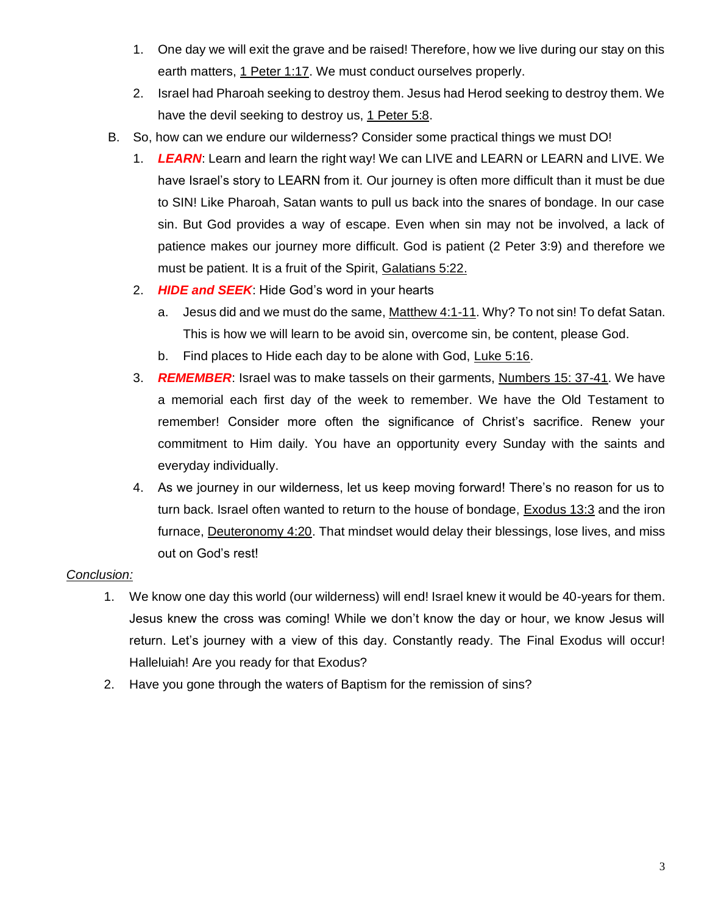1. One day we will exit the grave and be raised! Therefore, how we live during our stay on this earth matters, 1 Peter 1:17. We must conduct ourselves properly.
2. Israel had Pharoah seeking to destroy them. Jesus had Herod seeking to destroy them. We have the devil seeking to destroy us, 1 Peter 5:8.

B. So, how can we endure our wilderness? Consider some practical things we must DO!

1. ***LEARN***: Learn and learn the right way! We can LIVE and LEARN or LEARN and LIVE. We have Israel's story to LEARN from it. Our journey is often more difficult than it must be due to SIN! Like Pharoah, Satan wants to pull us back into the snares of bondage. In our case sin. But God provides a way of escape. Even when sin may not be involved, a lack of patience makes our journey more difficult. God is patient (2 Peter 3:9) and therefore we must be patient. It is a fruit of the Spirit, Galatians 5:22.
2. ***HIDE and SEEK***: Hide God's word in your hearts
   a. Jesus did and we must do the same, Matthew 4:1-11. Why? To not sin! To defat Satan. This is how we will learn to be avoid sin, overcome sin, be content, please God.
   b. Find places to Hide each day to be alone with God, Luke 5:16.
3. ***REMEMBER***: Israel was to make tassels on their garments, Numbers 15: 37-41. We have a memorial each first day of the week to remember. We have the Old Testament to remember! Consider more often the significance of Christ's sacrifice. Renew your commitment to Him daily. You have an opportunity every Sunday with the saints and everyday individually.
4. As we journey in our wilderness, let us keep moving forward! There's no reason for us to turn back. Israel often wanted to return to the house of bondage, Exodus 13:3 and the iron furnace, Deuteronomy 4:20. That mindset would delay their blessings, lose lives, and miss out on God's rest!

*Conclusion:*

1. We know one day this world (our wilderness) will end! Israel knew it would be 40-years for them. Jesus knew the cross was coming! While we don't know the day or hour, we know Jesus will return. Let's journey with a view of this day. Constantly ready. The Final Exodus will occur! Halleluiah! Are you ready for that Exodus?
2. Have you gone through the waters of Baptism for the remission of sins?